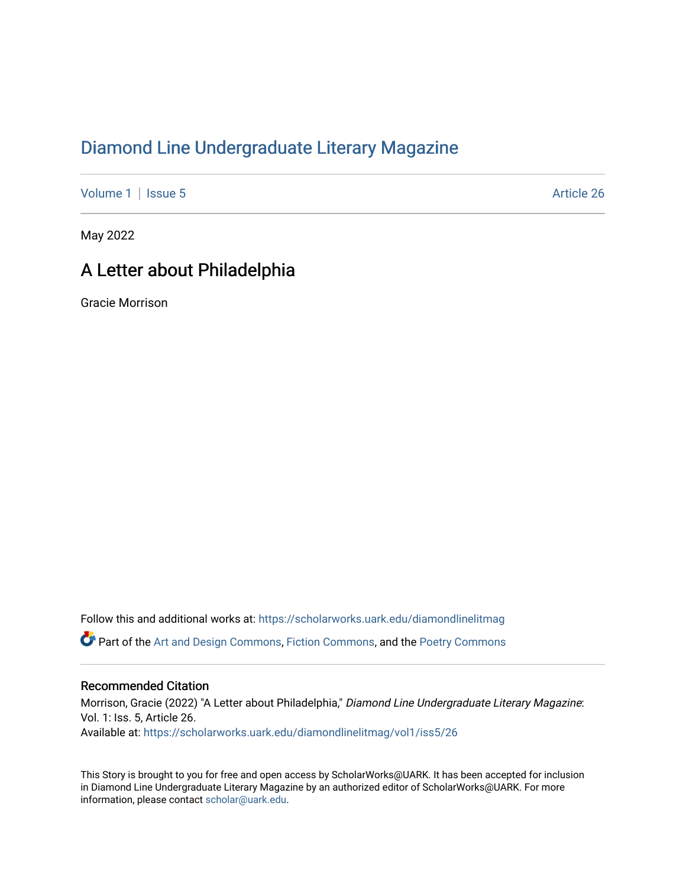# Diamond Line Undergraduate Literary Magazine

Volume 1 | Issue 5 Article 26

May 2022

## A Letter about Philadelphia

Gracie Morrison

Follow this and additional works at: https://scholarworks.uark.edu/diamondlinelitmag

Part of the Art and Design Commons, Fiction Commons, and the Poetry Commons

### Recommended Citation

Morrison, Gracie (2022) "A Letter about Philadelphia," *Diamond Line Undergraduate Literary Magazine*: Vol. 1: Iss. 5, Article 26.
Available at: https://scholarworks.uark.edu/diamondlinelitmag/vol1/iss5/26

This Story is brought to you for free and open access by ScholarWorks@UARK. It has been accepted for inclusion in Diamond Line Undergraduate Literary Magazine by an authorized editor of ScholarWorks@UARK. For more information, please contact scholar@uark.edu.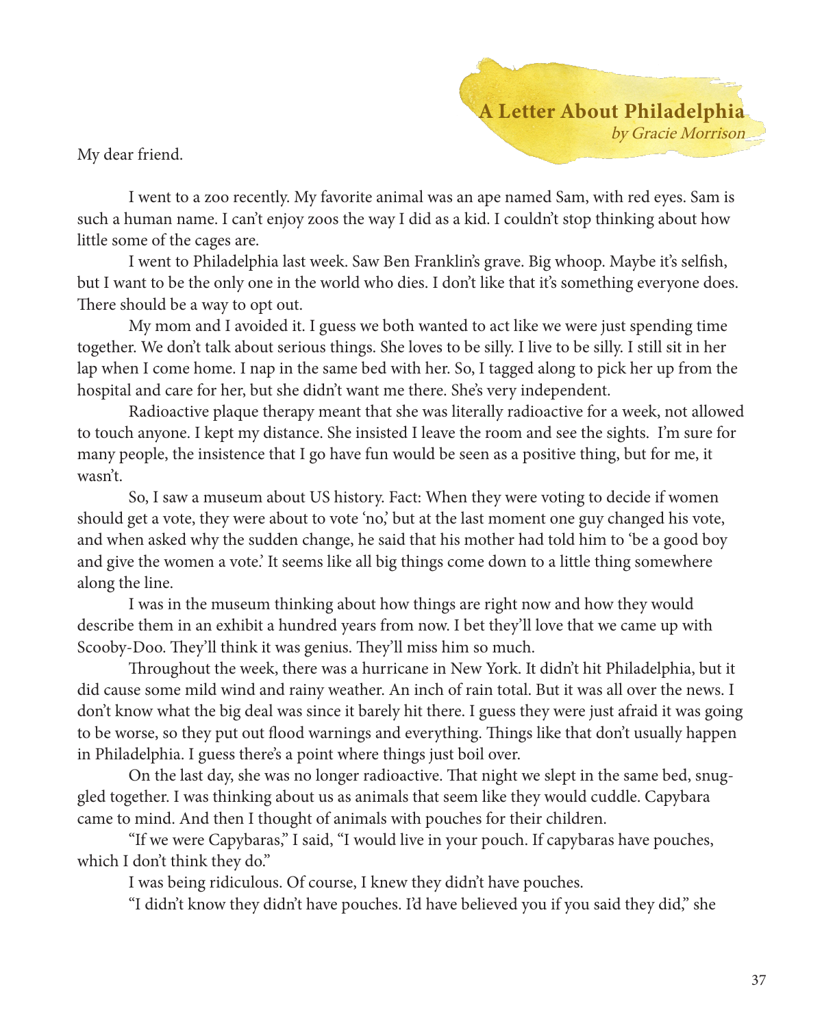## A Letter About Philadelphia

*by Gracie Morrison*

My dear friend.

I went to a zoo recently. My favorite animal was an ape named Sam, with red eyes. Sam is such a human name. I can't enjoy zoos the way I did as a kid. I couldn't stop thinking about how little some of the cages are.

I went to Philadelphia last week. Saw Ben Franklin's grave. Big whoop. Maybe it's selfish, but I want to be the only one in the world who dies. I don't like that it's something everyone does. There should be a way to opt out.

My mom and I avoided it. I guess we both wanted to act like we were just spending time together. We don't talk about serious things. She loves to be silly. I live to be silly. I still sit in her lap when I come home. I nap in the same bed with her. So, I tagged along to pick her up from the hospital and care for her, but she didn't want me there. She's very independent.

Radioactive plaque therapy meant that she was literally radioactive for a week, not allowed to touch anyone. I kept my distance. She insisted I leave the room and see the sights. I'm sure for many people, the insistence that I go have fun would be seen as a positive thing, but for me, it wasn't.

So, I saw a museum about US history. Fact: When they were voting to decide if women should get a vote, they were about to vote 'no,' but at the last moment one guy changed his vote, and when asked why the sudden change, he said that his mother had told him to 'be a good boy and give the women a vote.' It seems like all big things come down to a little thing somewhere along the line.

I was in the museum thinking about how things are right now and how they would describe them in an exhibit a hundred years from now. I bet they'll love that we came up with Scooby-Doo. They'll think it was genius. They'll miss him so much.

Throughout the week, there was a hurricane in New York. It didn't hit Philadelphia, but it did cause some mild wind and rainy weather. An inch of rain total. But it was all over the news. I don't know what the big deal was since it barely hit there. I guess they were just afraid it was going to be worse, so they put out flood warnings and everything. Things like that don't usually happen in Philadelphia. I guess there's a point where things just boil over.

On the last day, she was no longer radioactive. That night we slept in the same bed, snuggled together. I was thinking about us as animals that seem like they would cuddle. Capybara came to mind. And then I thought of animals with pouches for their children.

"If we were Capybaras," I said, "I would live in your pouch. If capybaras have pouches, which I don't think they do."

I was being ridiculous. Of course, I knew they didn't have pouches.

"I didn't know they didn't have pouches. I'd have believed you if you said they did," she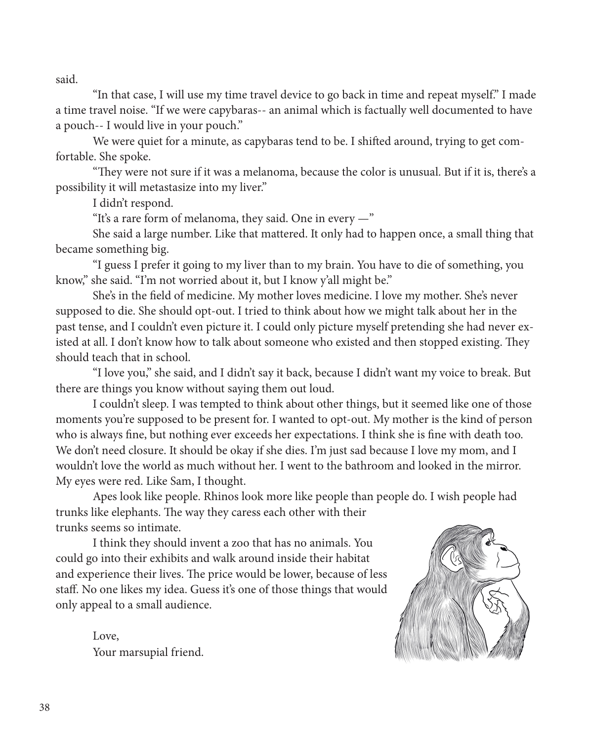said.

"In that case, I will use my time travel device to go back in time and repeat myself." I made a time travel noise. "If we were capybaras-- an animal which is factually well documented to have a pouch-- I would live in your pouch."

We were quiet for a minute, as capybaras tend to be. I shifted around, trying to get comfortable. She spoke.

"They were not sure if it was a melanoma, because the color is unusual. But if it is, there's a possibility it will metastasize into my liver."

I didn't respond.

"It's a rare form of melanoma, they said. One in every —"

She said a large number. Like that mattered. It only had to happen once, a small thing that became something big.

"I guess I prefer it going to my liver than to my brain. You have to die of something, you know," she said. "I'm not worried about it, but I know y'all might be."

She's in the field of medicine. My mother loves medicine. I love my mother. She's never supposed to die. She should opt-out. I tried to think about how we might talk about her in the past tense, and I couldn't even picture it. I could only picture myself pretending she had never existed at all. I don't know how to talk about someone who existed and then stopped existing. They should teach that in school.

"I love you," she said, and I didn't say it back, because I didn't want my voice to break. But there are things you know without saying them out loud.

I couldn't sleep. I was tempted to think about other things, but it seemed like one of those moments you're supposed to be present for. I wanted to opt-out. My mother is the kind of person who is always fine, but nothing ever exceeds her expectations. I think she is fine with death too. We don't need closure. It should be okay if she dies. I'm just sad because I love my mom, and I wouldn't love the world as much without her. I went to the bathroom and looked in the mirror. My eyes were red. Like Sam, I thought.

Apes look like people. Rhinos look more like people than people do. I wish people had trunks like elephants. The way they caress each other with their trunks seems so intimate.

I think they should invent a zoo that has no animals. You could go into their exhibits and walk around inside their habitat and experience their lives. The price would be lower, because of less staff. No one likes my idea. Guess it's one of those things that would only appeal to a small audience.

Love,
Your marsupial friend.